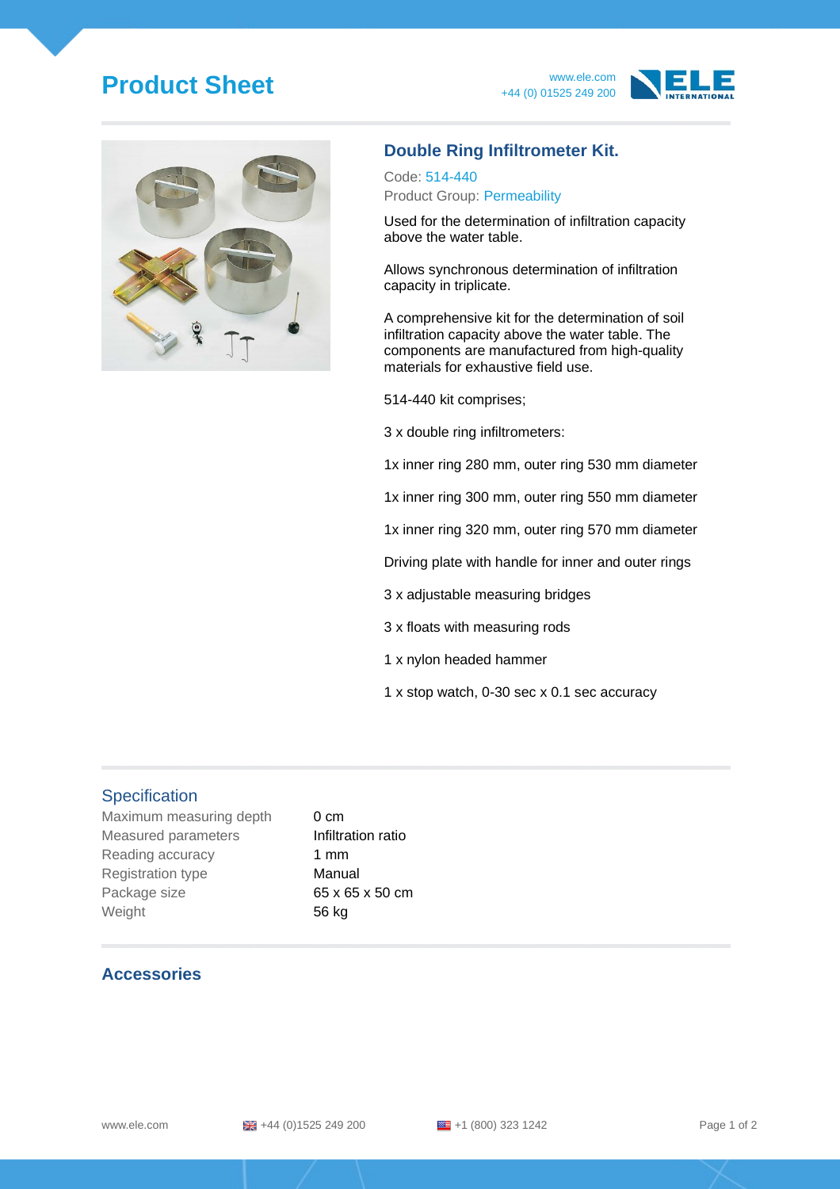# Product Sheet

www.ele.com
+44 (0) 01525 249 200

## Double Ring Infiltrometer Kit.

Code: 514-440
Product Group: Permeability

Used for the determination of infiltration capacity above the water table.

Allows synchronous determination of infiltration capacity in triplicate.

A comprehensive kit for the determination of soil infiltration capacity above the water table. The components are manufactured from high-quality materials for exhaustive field use.

514-440 kit comprises;

3 x double ring infiltrometers:

1x inner ring 280 mm, outer ring 530 mm diameter

1x inner ring 300 mm, outer ring 550 mm diameter

1x inner ring 320 mm, outer ring 570 mm diameter

Driving plate with handle for inner and outer rings

3 x adjustable measuring bridges

3 x floats with measuring rods

1 x nylon headed hammer

1 x stop watch, 0-30 sec x 0.1 sec accuracy

## Specification

| | |
|---|---|
| Maximum measuring depth | 0 cm |
| Measured parameters | Infiltration ratio |
| Reading accuracy | 1 mm |
| Registration type | Manual |
| Package size | 65 x 65 x 50 cm |
| Weight | 56 kg |

## Accessories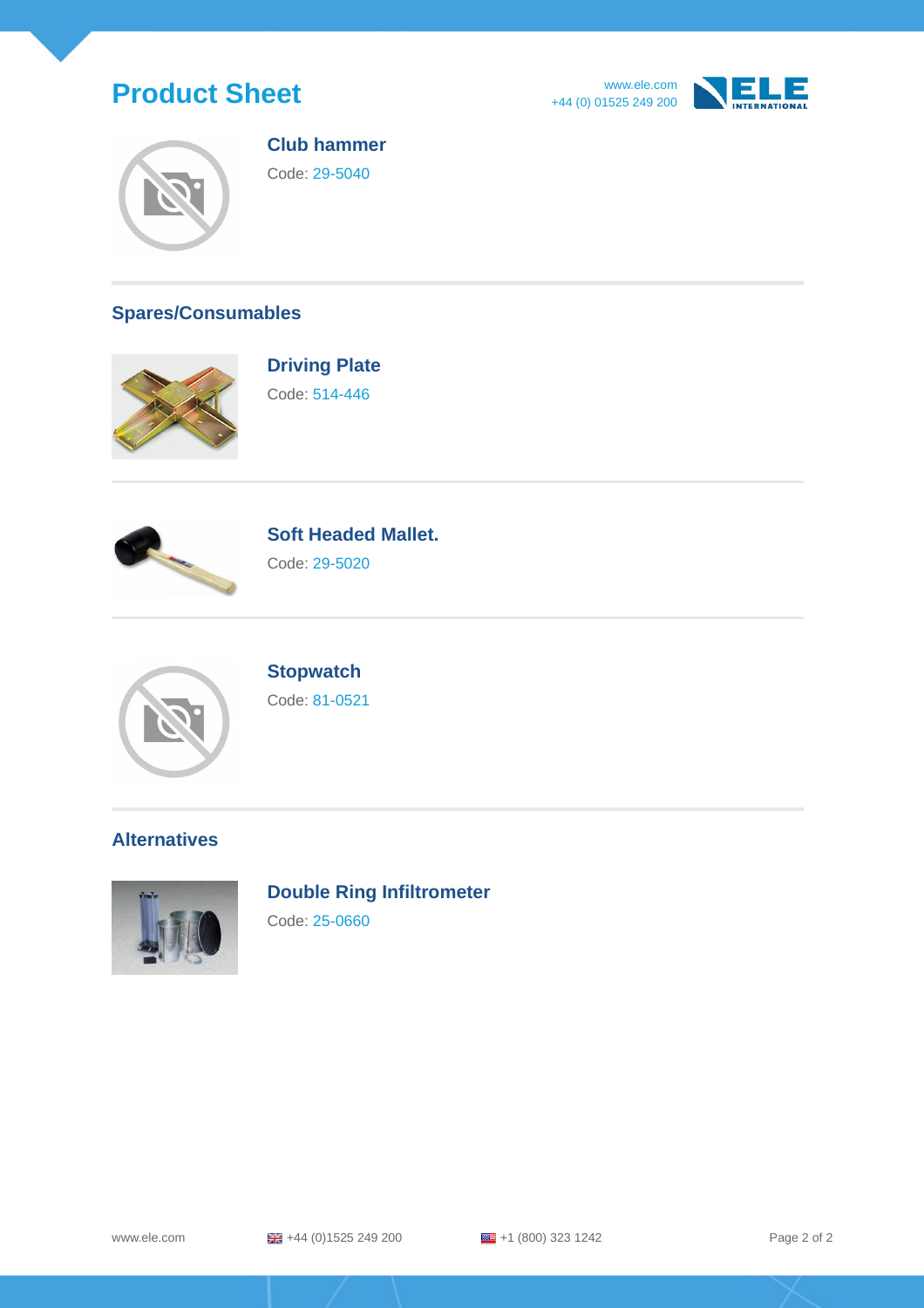**Club hammer**

Code: 29-5040

## Spares/Consumables

**Driving Plate**

Code: 514-446

**Soft Headed Mallet.**

Code: 29-5020

**Stopwatch**

Code: 81-0521

## Alternatives

**Double Ring Infiltrometer**

Code: 25-0660